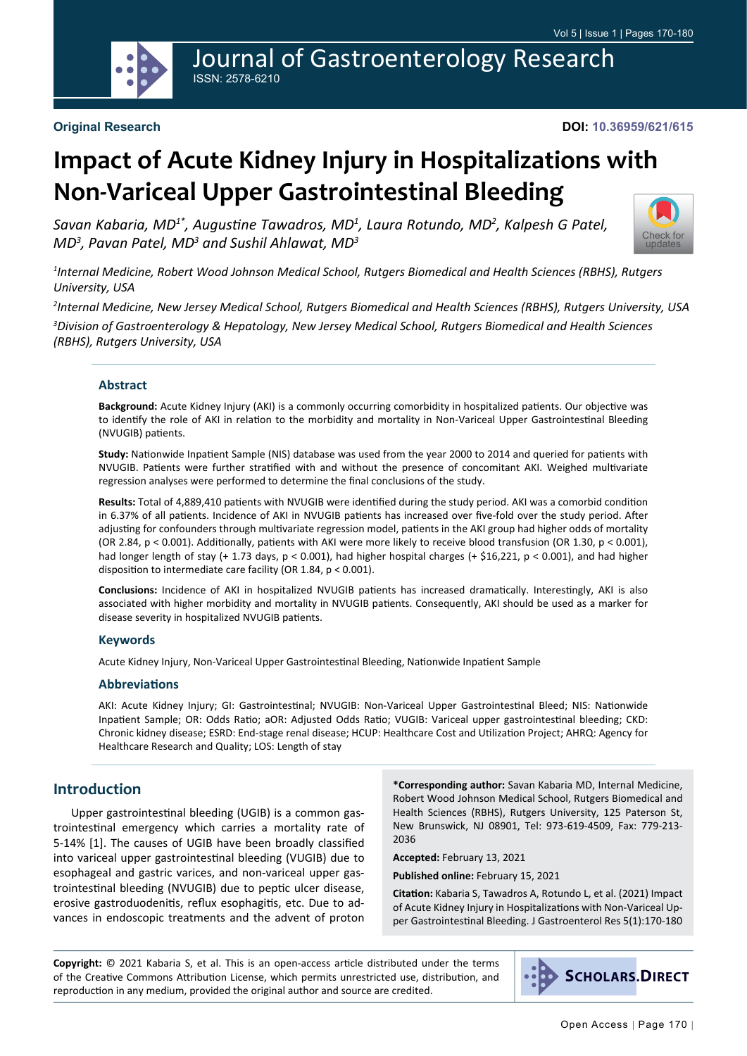**Original Research**

**DOI: 10.36959/621/615**

# Impact of Acute Kidney Injury in Hospitalizations with Non-Variceal Upper Gastrointestinal Bleeding

*Savan Kabaria, MD[1*], Augustine Tawadros, MD[1], Laura Rotundo, MD[2], Kalpesh G Patel, MD[3], Pavan Patel, MD[3] and Sushil Ahlawat, MD[3]*

[1]*Internal Medicine, Robert Wood Johnson Medical School, Rutgers Biomedical and Health Sciences (RBHS), Rutgers University, USA*

[2]*Internal Medicine, New Jersey Medical School, Rutgers Biomedical and Health Sciences (RBHS), Rutgers University, USA*

[3]*Division of Gastroenterology & Hepatology, New Jersey Medical School, Rutgers Biomedical and Health Sciences (RBHS), Rutgers University, USA*

## Abstract

**Background:** Acute Kidney Injury (AKI) is a commonly occurring comorbidity in hospitalized patients. Our objective was to identify the role of AKI in relation to the morbidity and mortality in Non-Variceal Upper Gastrointestinal Bleeding (NVUGIB) patients.

**Study:** Nationwide Inpatient Sample (NIS) database was used from the year 2000 to 2014 and queried for patients with NVUGIB. Patients were further stratified with and without the presence of concomitant AKI. Weighed multivariate regression analyses were performed to determine the final conclusions of the study.

**Results:** Total of 4,889,410 patients with NVUGIB were identified during the study period. AKI was a comorbid condition in 6.37% of all patients. Incidence of AKI in NVUGIB patients has increased over five-fold over the study period. After adjusting for confounders through multivariate regression model, patients in the AKI group had higher odds of mortality (OR 2.84, $p < 0.001$). Additionally, patients with AKI were more likely to receive blood transfusion (OR 1.30, $p < 0.001$), had longer length of stay (+ 1.73 days, $p < 0.001$), had higher hospital charges (+ $16,221, $p < 0.001$), and had higher disposition to intermediate care facility (OR 1.84, $p < 0.001$).

**Conclusions:** Incidence of AKI in hospitalized NVUGIB patients has increased dramatically. Interestingly, AKI is also associated with higher morbidity and mortality in NVUGIB patients. Consequently, AKI should be used as a marker for disease severity in hospitalized NVUGIB patients.

### Keywords

Acute Kidney Injury, Non-Variceal Upper Gastrointestinal Bleeding, Nationwide Inpatient Sample

### Abbreviations

AKI: Acute Kidney Injury; GI: Gastrointestinal; NVUGIB: Non-Variceal Upper Gastrointestinal Bleed; NIS: Nationwide Inpatient Sample; OR: Odds Ratio; aOR: Adjusted Odds Ratio; VUGIB: Variceal upper gastrointestinal bleeding; CKD: Chronic kidney disease; ESRD: End-stage renal disease; HCUP: Healthcare Cost and Utilization Project; AHRQ: Agency for Healthcare Research and Quality; LOS: Length of stay

## Introduction

Upper gastrointestinal bleeding (UGIB) is a common gastrointestinal emergency which carries a mortality rate of 5-14% [1]. The causes of UGIB have been broadly classified into variceal upper gastrointestinal bleeding (VUGIB) due to esophageal and gastric varices, and non-variceal upper gastrointestinal bleeding (NVUGIB) due to peptic ulcer disease, erosive gastroduodenitis, reflux esophagitis, etc. Due to advances in endoscopic treatments and the advent of proton

**\*Corresponding author:** Savan Kabaria MD, Internal Medicine, Robert Wood Johnson Medical School, Rutgers Biomedical and Health Sciences (RBHS), Rutgers University, 125 Paterson St, New Brunswick, NJ 08901, Tel: 973-619-4509, Fax: 779-213-2036

**Accepted:** February 13, 2021

**Published online:** February 15, 2021

**Citation:** Kabaria S, Tawadros A, Rotundo L, et al. (2021) Impact of Acute Kidney Injury in Hospitalizations with Non-Variceal Upper Gastrointestinal Bleeding. J Gastroenterol Res 5(1):170-180

**Copyright:** © 2021 Kabaria S, et al. This is an open-access article distributed under the terms of the Creative Commons Attribution License, which permits unrestricted use, distribution, and reproduction in any medium, provided the original author and source are credited.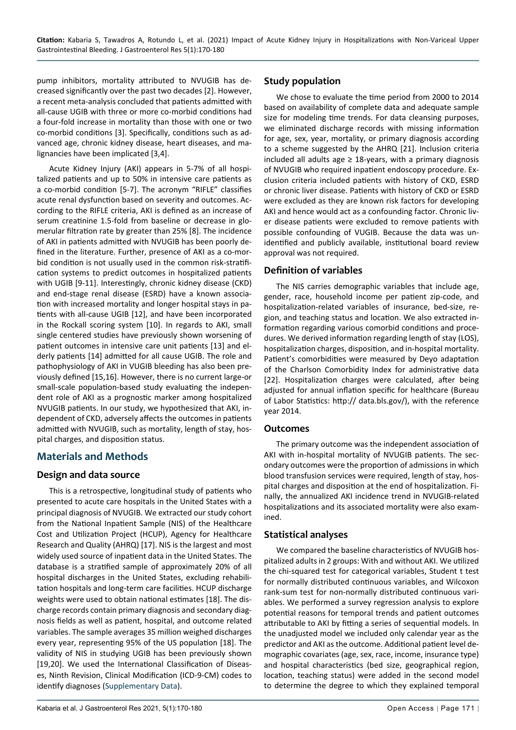pump inhibitors, mortality attributed to NVUGIB has decreased significantly over the past two decades [2]. However, a recent meta-analysis concluded that patients admitted with all-cause UGIB with three or more co-morbid conditions had a four-fold increase in mortality than those with one or two co-morbid conditions [3]. Specifically, conditions such as advanced age, chronic kidney disease, heart diseases, and malignancies have been implicated [3,4].

Acute Kidney Injury (AKI) appears in 5-7% of all hospitalized patients and up to 50% in intensive care patients as a co-morbid condition [5-7]. The acronym "RIFLE" classifies acute renal dysfunction based on severity and outcomes. According to the RIFLE criteria, AKI is defined as an increase of serum creatinine 1.5-fold from baseline or decrease in glomerular filtration rate by greater than 25% [8]. The incidence of AKI in patients admitted with NVUGIB has been poorly defined in the literature. Further, presence of AKI as a co-morbid condition is not usually used in the common risk-stratification systems to predict outcomes in hospitalized patients with UGIB [9-11]. Interestingly, chronic kidney disease (CKD) and end-stage renal disease (ESRD) have a known association with increased mortality and longer hospital stays in patients with all-cause UGIB [12], and have been incorporated in the Rockall scoring system [10]. In regards to AKI, small single centered studies have previously shown worsening of patient outcomes in intensive care unit patients [13] and elderly patients [14] admitted for all cause UGIB. The role and pathophysiology of AKI in VUGIB bleeding has also been previously defined [15,16]. However, there is no current large-or small-scale population-based study evaluating the independent role of AKI as a prognostic marker among hospitalized NVUGIB patients. In our study, we hypothesized that AKI, independent of CKD, adversely affects the outcomes in patients admitted with NVUGIB, such as mortality, length of stay, hospital charges, and disposition status.

## Materials and Methods

### Design and data source

This is a retrospective, longitudinal study of patients who presented to acute care hospitals in the United States with a principal diagnosis of NVUGIB. We extracted our study cohort from the National Inpatient Sample (NIS) of the Healthcare Cost and Utilization Project (HCUP), Agency for Healthcare Research and Quality (AHRQ) [17]. NIS is the largest and most widely used source of inpatient data in the United States. The database is a stratified sample of approximately 20% of all hospital discharges in the United States, excluding rehabilitation hospitals and long-term care facilities. HCUP discharge weights were used to obtain national estimates [18]. The discharge records contain primary diagnosis and secondary diagnosis fields as well as patient, hospital, and outcome related variables. The sample averages 35 million weighed discharges every year, representing 95% of the US population [18]. The validity of NIS in studying UGIB has been previously shown [19,20]. We used the International Classification of Diseases, Ninth Revision, Clinical Modification (ICD-9-CM) codes to identify diagnoses (Supplementary Data).

### Study population

We chose to evaluate the time period from 2000 to 2014 based on availability of complete data and adequate sample size for modeling time trends. For data cleansing purposes, we eliminated discharge records with missing information for age, sex, year, mortality, or primary diagnosis according to a scheme suggested by the AHRQ [21]. Inclusion criteria included all adults age ≥ 18-years, with a primary diagnosis of NVUGIB who required inpatient endoscopy procedure. Exclusion criteria included patients with history of CKD, ESRD or chronic liver disease. Patients with history of CKD or ESRD were excluded as they are known risk factors for developing AKI and hence would act as a confounding factor. Chronic liver disease patients were excluded to remove patients with possible confounding of VUGIB. Because the data was unidentified and publicly available, institutional board review approval was not required.

### Definition of variables

The NIS carries demographic variables that include age, gender, race, household income per patient zip-code, and hospitalization-related variables of insurance, bed-size, region, and teaching status and location. We also extracted information regarding various comorbid conditions and procedures. We derived information regarding length of stay (LOS), hospitalization charges, disposition, and in-hospital mortality. Patient's comorbidities were measured by Deyo adaptation of the Charlson Comorbidity Index for administrative data [22]. Hospitalization charges were calculated, after being adjusted for annual inflation specific for healthcare (Bureau of Labor Statistics: http:// data.bls.gov/), with the reference year 2014.

### Outcomes

The primary outcome was the independent association of AKI with in-hospital mortality of NVUGIB patients. The secondary outcomes were the proportion of admissions in which blood transfusion services were required, length of stay, hospital charges and disposition at the end of hospitalization. Finally, the annualized AKI incidence trend in NVUGIB-related hospitalizations and its associated mortality were also examined.

### Statistical analyses

We compared the baseline characteristics of NVUGIB hospitalized adults in 2 groups: With and without AKI. We utilized the chi-squared test for categorical variables, Student t test for normally distributed continuous variables, and Wilcoxon rank-sum test for non-normally distributed continuous variables. We performed a survey regression analysis to explore potential reasons for temporal trends and patient outcomes attributable to AKI by fitting a series of sequential models. In the unadjusted model we included only calendar year as the predictor and AKI as the outcome. Additional patient level demographic covariates (age, sex, race, income, insurance type) and hospital characteristics (bed size, geographical region, location, teaching status) were added in the second model to determine the degree to which they explained temporal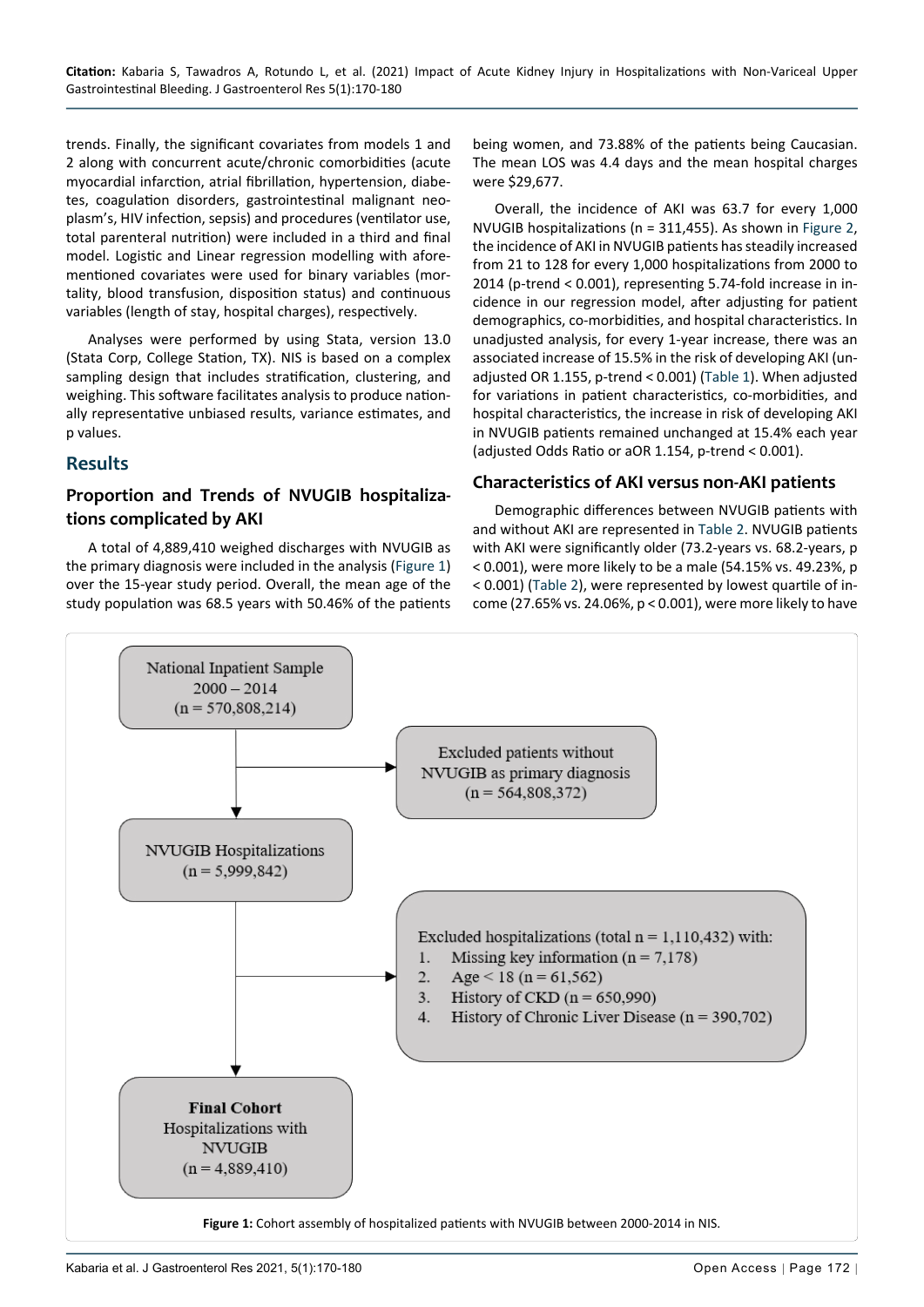trends. Finally, the significant covariates from models 1 and 2 along with concurrent acute/chronic comorbidities (acute myocardial infarction, atrial fibrillation, hypertension, diabetes, coagulation disorders, gastrointestinal malignant neoplasm's, HIV infection, sepsis) and procedures (ventilator use, total parenteral nutrition) were included in a third and final model. Logistic and Linear regression modelling with aforementioned covariates were used for binary variables (mortality, blood transfusion, disposition status) and continuous variables (length of stay, hospital charges), respectively.

Analyses were performed by using Stata, version 13.0 (Stata Corp, College Station, TX). NIS is based on a complex sampling design that includes stratification, clustering, and weighing. This software facilitates analysis to produce nationally representative unbiased results, variance estimates, and p values.

## Results

### Proportion and Trends of NVUGIB hospitalizations complicated by AKI

A total of 4,889,410 weighed discharges with NVUGIB as the primary diagnosis were included in the analysis (Figure 1) over the 15-year study period. Overall, the mean age of the study population was 68.5 years with 50.46% of the patients being women, and 73.88% of the patients being Caucasian. The mean LOS was 4.4 days and the mean hospital charges were $29,677.

Overall, the incidence of AKI was 63.7 for every 1,000 NVUGIB hospitalizations (n = 311,455). As shown in Figure 2, the incidence of AKI in NVUGIB patients has steadily increased from 21 to 128 for every 1,000 hospitalizations from 2000 to 2014 (p-trend < 0.001), representing 5.74-fold increase in incidence in our regression model, after adjusting for patient demographics, co-morbidities, and hospital characteristics. In unadjusted analysis, for every 1-year increase, there was an associated increase of 15.5% in the risk of developing AKI (unadjusted OR 1.155, p-trend < 0.001) (Table 1). When adjusted for variations in patient characteristics, co-morbidities, and hospital characteristics, the increase in risk of developing AKI in NVUGIB patients remained unchanged at 15.4% each year (adjusted Odds Ratio or aOR 1.154, p-trend < 0.001).

### Characteristics of AKI versus non-AKI patients

Demographic differences between NVUGIB patients with and without AKI are represented in Table 2. NVUGIB patients with AKI were significantly older (73.2-years vs. 68.2-years, p < 0.001), were more likely to be a male (54.15% vs. 49.23%, p < 0.001) (Table 2), were represented by lowest quartile of income (27.65% vs. 24.06%, p < 0.001), were more likely to have

National Inpatient Sample
2000 – 2014
(n = 570,808,214)

Excluded patients without NVUGIB as primary diagnosis
(n = 564,808,372)

NVUGIB Hospitalizations
(n = 5,999,842)

Excluded hospitalizations (total n = 1,110,432) with:
1. Missing key information (n = 7,178)
2. Age < 18 (n = 61,562)
3. History of CKD (n = 650,990)
4. History of Chronic Liver Disease (n = 390,702)

**Final Cohort**
Hospitalizations with NVUGIB
(n = 4,889,410)

**Figure 1:** Cohort assembly of hospitalized patients with NVUGIB between 2000-2014 in NIS.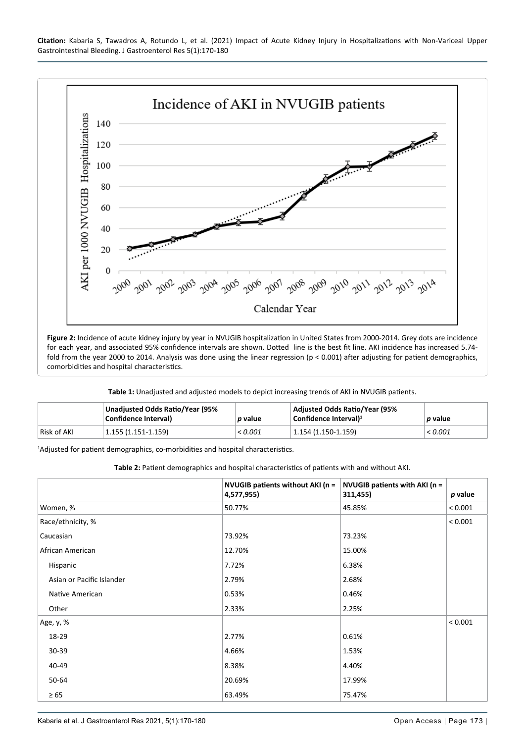**Figure 2:** Incidence of acute kidney injury by year in NVUGIB hospitalization in United States from 2000-2014. Grey dots are incidence for each year, and associated 95% confidence intervals are shown. Dotted line is the best fit line. AKI incidence has increased 5.74-fold from the year 2000 to 2014. Analysis was done using the linear regression ($p < 0.001$) after adjusting for patient demographics, comorbidities and hospital characteristics.

**Table 1:** Unadjusted and adjusted models to depict increasing trends of AKI in NVUGIB patients.

| | Unadjusted Odds Ratio/Year (95% Confidence Interval) | *p* value | Adjusted Odds Ratio/Year (95% Confidence Interval)[1] | *p* value |
|---|---|---|---|---|
| Risk of AKI | 1.155 (1.151-1.159) | *< 0.001* | 1.154 (1.150-1.159) | *< 0.001* |

[1]Adjusted for patient demographics, co-morbidities and hospital characteristics.

**Table 2:** Patient demographics and hospital characteristics of patients with and without AKI.

| | NVUGIB patients without AKI (n = 4,577,955) | NVUGIB patients with AKI (n = 311,455) | *p* value |
|---|---|---|---|
| Women, % | 50.77% | 45.85% | < 0.001 |
| Race/ethnicity, % | | | < 0.001 |
| Caucasian | 73.92% | 73.23% | |
| African American | 12.70% | 15.00% | |
| Hispanic | 7.72% | 6.38% | |
| Asian or Pacific Islander | 2.79% | 2.68% | |
| Native American | 0.53% | 0.46% | |
| Other | 2.33% | 2.25% | |
| Age, y, % | | | < 0.001 |
| 18-29 | 2.77% | 0.61% | |
| 30-39 | 4.66% | 1.53% | |
| 40-49 | 8.38% | 4.40% | |
| 50-64 | 20.69% | 17.99% | |
| ≥ 65 | 63.49% | 75.47% | |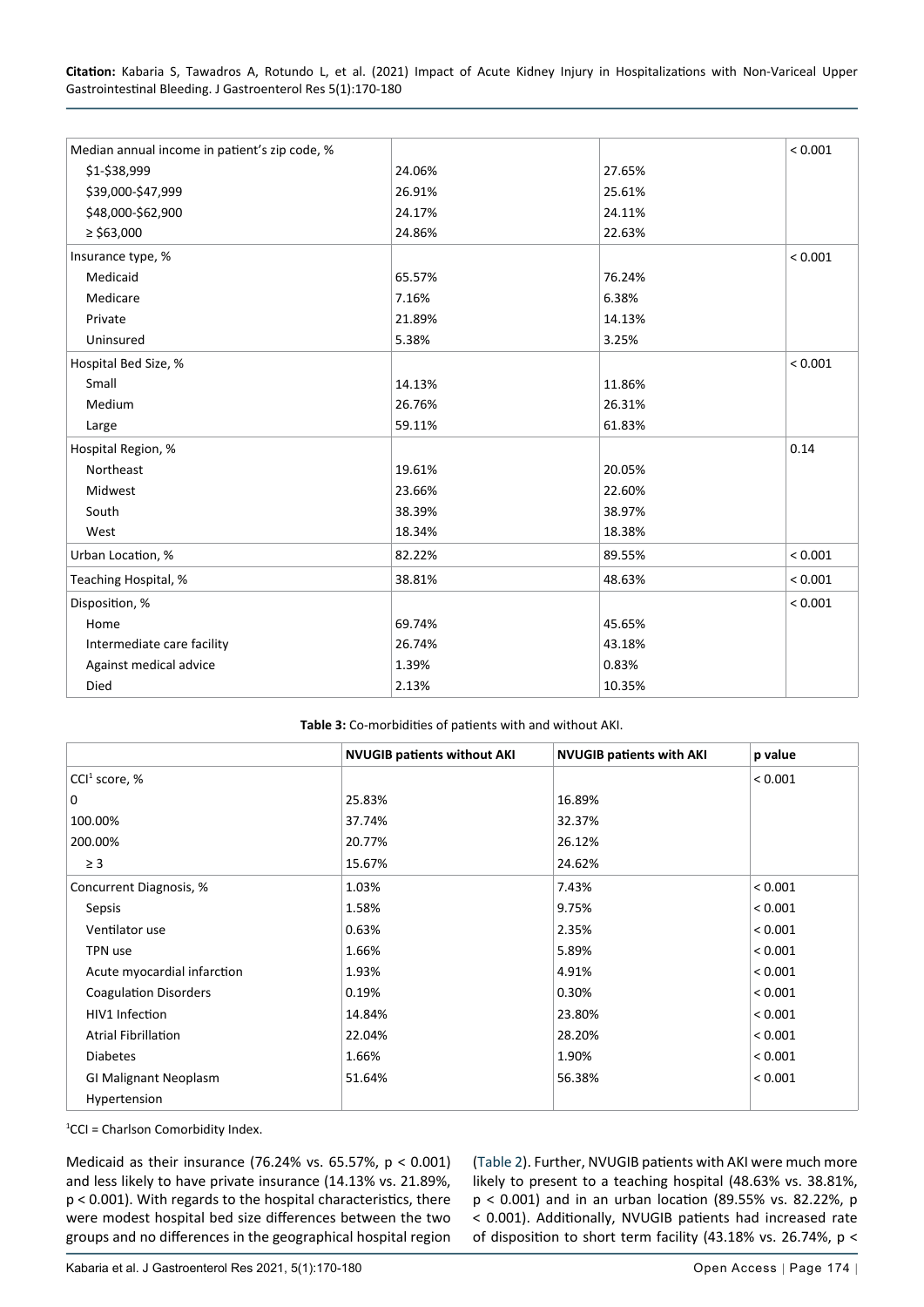| | | | |
|---|---|---|---|
| Median annual income in patient's zip code, % | | | < 0.001 |
| $1-$38,999 | 24.06% | 27.65% | |
| $39,000-$47,999 | 26.91% | 25.61% | |
| $48,000-$62,900 | 24.17% | 24.11% | |
| ≥ $63,000 | 24.86% | 22.63% | |
| Insurance type, % | | | < 0.001 |
| Medicaid | 65.57% | 76.24% | |
| Medicare | 7.16% | 6.38% | |
| Private | 21.89% | 14.13% | |
| Uninsured | 5.38% | 3.25% | |
| Hospital Bed Size, % | | | < 0.001 |
| Small | 14.13% | 11.86% | |
| Medium | 26.76% | 26.31% | |
| Large | 59.11% | 61.83% | |
| Hospital Region, % | | | 0.14 |
| Northeast | 19.61% | 20.05% | |
| Midwest | 23.66% | 22.60% | |
| South | 38.39% | 38.97% | |
| West | 18.34% | 18.38% | |
| Urban Location, % | 82.22% | 89.55% | < 0.001 |
| Teaching Hospital, % | 38.81% | 48.63% | < 0.001 |
| Disposition, % | | | < 0.001 |
| Home | 69.74% | 45.65% | |
| Intermediate care facility | 26.74% | 43.18% | |
| Against medical advice | 1.39% | 0.83% | |
| Died | 2.13% | 10.35% | |

**Table 3:** Co-morbidities of patients with and without AKI.

| | NVUGIB patients without AKI | NVUGIB patients with AKI | p value |
|---|---|---|---|
| CCI[1] score, % | | | < 0.001 |
| 0 | 25.83% | 16.89% | |
| 100.00% | 37.74% | 32.37% | |
| 200.00% | 20.77% | 26.12% | |
| ≥ 3 | 15.67% | 24.62% | |
| Concurrent Diagnosis, % | 1.03% | 7.43% | < 0.001 |
| Sepsis | 1.58% | 9.75% | < 0.001 |
| Ventilator use | 0.63% | 2.35% | < 0.001 |
| TPN use | 1.66% | 5.89% | < 0.001 |
| Acute myocardial infarction | 1.93% | 4.91% | < 0.001 |
| Coagulation Disorders | 0.19% | 0.30% | < 0.001 |
| HIV1 Infection | 14.84% | 23.80% | < 0.001 |
| Atrial Fibrillation | 22.04% | 28.20% | < 0.001 |
| Diabetes | 1.66% | 1.90% | < 0.001 |
| GI Malignant Neoplasm | 51.64% | 56.38% | < 0.001 |
| Hypertension | | | |

[1]CCI = Charlson Comorbidity Index.

Medicaid as their insurance (76.24% vs. 65.57%, p < 0.001) and less likely to have private insurance (14.13% vs. 21.89%, p < 0.001). With regards to the hospital characteristics, there were modest hospital bed size differences between the two groups and no differences in the geographical hospital region (Table 2). Further, NVUGIB patients with AKI were much more likely to present to a teaching hospital (48.63% vs. 38.81%, p < 0.001) and in an urban location (89.55% vs. 82.22%, p < 0.001). Additionally, NVUGIB patients had increased rate of disposition to short term facility (43.18% vs. 26.74%, p <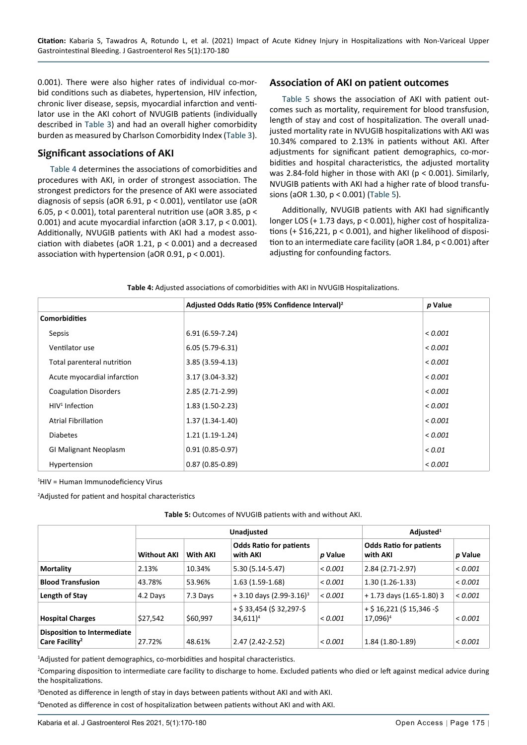0.001). There were also higher rates of individual co-morbid conditions such as diabetes, hypertension, HIV infection, chronic liver disease, sepsis, myocardial infarction and ventilator use in the AKI cohort of NVUGIB patients (individually described in Table 3) and had an overall higher comorbidity burden as measured by Charlson Comorbidity Index (Table 3).

## Significant associations of AKI

Table 4 determines the associations of comorbidities and procedures with AKI, in order of strongest association. The strongest predictors for the presence of AKI were associated diagnosis of sepsis (aOR 6.91, $p < 0.001$), ventilator use (aOR 6.05, $p < 0.001$), total parenteral nutrition use (aOR 3.85, $p < 0.001$) and acute myocardial infarction (aOR 3.17, $p < 0.001$). Additionally, NVUGIB patients with AKI had a modest association with diabetes (aOR 1.21, $p < 0.001$) and a decreased association with hypertension (aOR 0.91, $p < 0.001$).

## Association of AKI on patient outcomes

Table 5 shows the association of AKI with patient outcomes such as mortality, requirement for blood transfusion, length of stay and cost of hospitalization. The overall unadjusted mortality rate in NVUGIB hospitalizations with AKI was 10.34% compared to 2.13% in patients without AKI. After adjustments for significant patient demographics, co-morbidities and hospital characteristics, the adjusted mortality was 2.84-fold higher in those with AKI ($p < 0.001$). Similarly, NVUGIB patients with AKI had a higher rate of blood transfusions (aOR 1.30, $p < 0.001$) (Table 5).

Additionally, NVUGIB patients with AKI had significantly longer LOS (+ 1.73 days, $p < 0.001$), higher cost of hospitalizations (+ $16,221, $p < 0.001$), and higher likelihood of disposition to an intermediate care facility (aOR 1.84, $p < 0.001$) after adjusting for confounding factors.

**Table 4:** Adjusted associations of comorbidities with AKI in NVUGIB Hospitalizations.

| | Adjusted Odds Ratio (95% Confidence Interval)[2] | *p* Value |
|---|---|---|
| **Comorbidities** | | |
| Sepsis | 6.91 (6.59-7.24) | *< 0.001* |
| Ventilator use | 6.05 (5.79-6.31) | *< 0.001* |
| Total parenteral nutrition | 3.85 (3.59-4.13) | *< 0.001* |
| Acute myocardial infarction | 3.17 (3.04-3.32) | *< 0.001* |
| Coagulation Disorders | 2.85 (2.71-2.99) | *< 0.001* |
| HIV[1] Infection | 1.83 (1.50-2.23) | *< 0.001* |
| Atrial Fibrillation | 1.37 (1.34-1.40) | *< 0.001* |
| Diabetes | 1.21 (1.19-1.24) | *< 0.001* |
| GI Malignant Neoplasm | 0.91 (0.85-0.97) | *< 0.01* |
| Hypertension | 0.87 (0.85-0.89) | *< 0.001* |

[1]HIV = Human Immunodeficiency Virus

[2]Adjusted for patient and hospital characteristics

**Table 5:** Outcomes of NVUGIB patients with and without AKI.

| | Unadjusted | | | | Adjusted[1] | |
|---|---|---|---|---|---|---|
| | **Without AKI** | **With AKI** | **Odds Ratio for patients with AKI** | ***p* Value** | **Odds Ratio for patients with AKI** | ***p* Value** |
| **Mortality** | 2.13% | 10.34% | 5.30 (5.14-5.47) | *< 0.001* | 2.84 (2.71-2.97) | *< 0.001* |
| **Blood Transfusion** | 43.78% | 53.96% | 1.63 (1.59-1.68) | *< 0.001* | 1.30 (1.26-1.33) | *< 0.001* |
| **Length of Stay** | 4.2 Days | 7.3 Days | + 3.10 days (2.99-3.16)[3] | *< 0.001* | + 1.73 days (1.65-1.80) 3 | *< 0.001* |
| **Hospital Charges** | $27,542 | $60,997 | + $ 33,454 ($ 32,297-$ 34,611)[4] | *< 0.001* | + $ 16,221 ($ 15,346 -$ 17,096)[4] | *< 0.001* |
| **Disposition to Intermediate Care Facility**[2] | 27.72% | 48.61% | 2.47 (2.42-2.52) | *< 0.001* | 1.84 (1.80-1.89) | *< 0.001* |

[1]Adjusted for patient demographics, co-morbidities and hospital characteristics.

[2]Comparing disposition to intermediate care facility to discharge to home. Excluded patients who died or left against medical advice during the hospitalizations.

[3]Denoted as difference in length of stay in days between patients without AKI and with AKI.

[4]Denoted as difference in cost of hospitalization between patients without AKI and with AKI.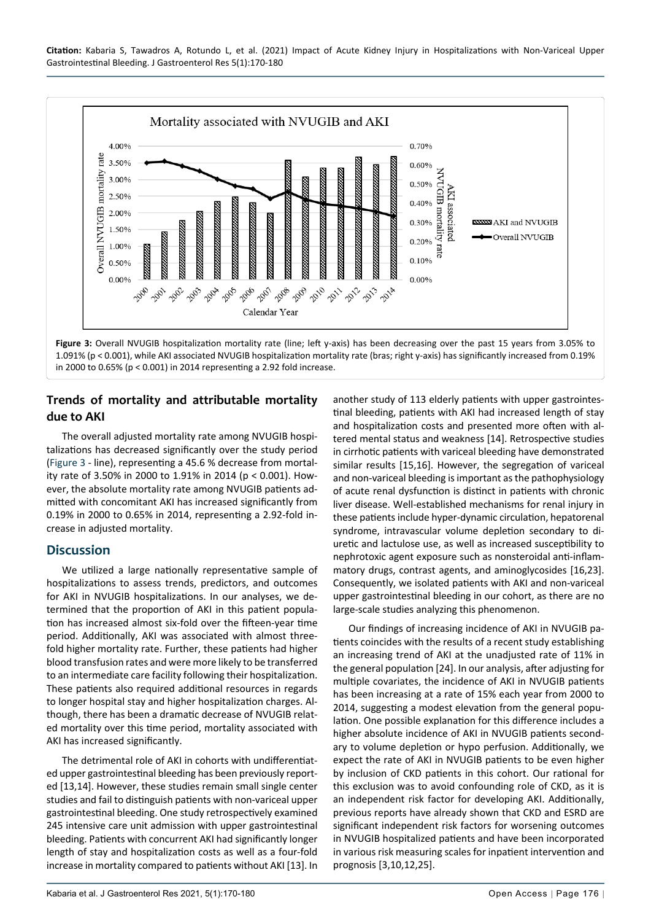Figure 3: Overall NVUGIB hospitalization mortality rate (line; left y-axis) has been decreasing over the past 15 years from 3.05% to 1.091% ($p < 0.001$), while AKI associated NVUGIB hospitalization mortality rate (bras; right y-axis) has significantly increased from 0.19% in 2000 to 0.65% ($p < 0.001$) in 2014 representing a 2.92 fold increase.

## Trends of mortality and attributable mortality due to AKI

The overall adjusted mortality rate among NVUGIB hospitalizations has decreased significantly over the study period (Figure 3 - line), representing a 45.6 % decrease from mortality rate of 3.50% in 2000 to 1.91% in 2014 ($p < 0.001$). However, the absolute mortality rate among NVUGIB patients admitted with concomitant AKI has increased significantly from 0.19% in 2000 to 0.65% in 2014, representing a 2.92-fold increase in adjusted mortality.

## Discussion

We utilized a large nationally representative sample of hospitalizations to assess trends, predictors, and outcomes for AKI in NVUGIB hospitalizations. In our analyses, we determined that the proportion of AKI in this patient population has increased almost six-fold over the fifteen-year time period. Additionally, AKI was associated with almost three-fold higher mortality rate. Further, these patients had higher blood transfusion rates and were more likely to be transferred to an intermediate care facility following their hospitalization. These patients also required additional resources in regards to longer hospital stay and higher hospitalization charges. Although, there has been a dramatic decrease of NVUGIB related mortality over this time period, mortality associated with AKI has increased significantly.

The detrimental role of AKI in cohorts with undifferentiated upper gastrointestinal bleeding has been previously reported [13,14]. However, these studies remain small single center studies and fail to distinguish patients with non-variceal upper gastrointestinal bleeding. One study retrospectively examined 245 intensive care unit admission with upper gastrointestinal bleeding. Patients with concurrent AKI had significantly longer length of stay and hospitalization costs as well as a four-fold increase in mortality compared to patients without AKI [13]. In another study of 113 elderly patients with upper gastrointestinal bleeding, patients with AKI had increased length of stay and hospitalization costs and presented more often with altered mental status and weakness [14]. Retrospective studies in cirrhotic patients with variceal bleeding have demonstrated similar results [15,16]. However, the segregation of variceal and non-variceal bleeding is important as the pathophysiology of acute renal dysfunction is distinct in patients with chronic liver disease. Well-established mechanisms for renal injury in these patients include hyper-dynamic circulation, hepatorenal syndrome, intravascular volume depletion secondary to diuretic and lactulose use, as well as increased susceptibility to nephrotoxic agent exposure such as nonsteroidal anti-inflammatory drugs, contrast agents, and aminoglycosides [16,23]. Consequently, we isolated patients with AKI and non-variceal upper gastrointestinal bleeding in our cohort, as there are no large-scale studies analyzing this phenomenon.

Our findings of increasing incidence of AKI in NVUGIB patients coincides with the results of a recent study establishing an increasing trend of AKI at the unadjusted rate of 11% in the general population [24]. In our analysis, after adjusting for multiple covariates, the incidence of AKI in NVUGIB patients has been increasing at a rate of 15% each year from 2000 to 2014, suggesting a modest elevation from the general population. One possible explanation for this difference includes a higher absolute incidence of AKI in NVUGIB patients secondary to volume depletion or hypo perfusion. Additionally, we expect the rate of AKI in NVUGIB patients to be even higher by inclusion of CKD patients in this cohort. Our rational for this exclusion was to avoid confounding role of CKD, as it is an independent risk factor for developing AKI. Additionally, previous reports have already shown that CKD and ESRD are significant independent risk factors for worsening outcomes in NVUGIB hospitalized patients and have been incorporated in various risk measuring scales for inpatient intervention and prognosis [3,10,12,25].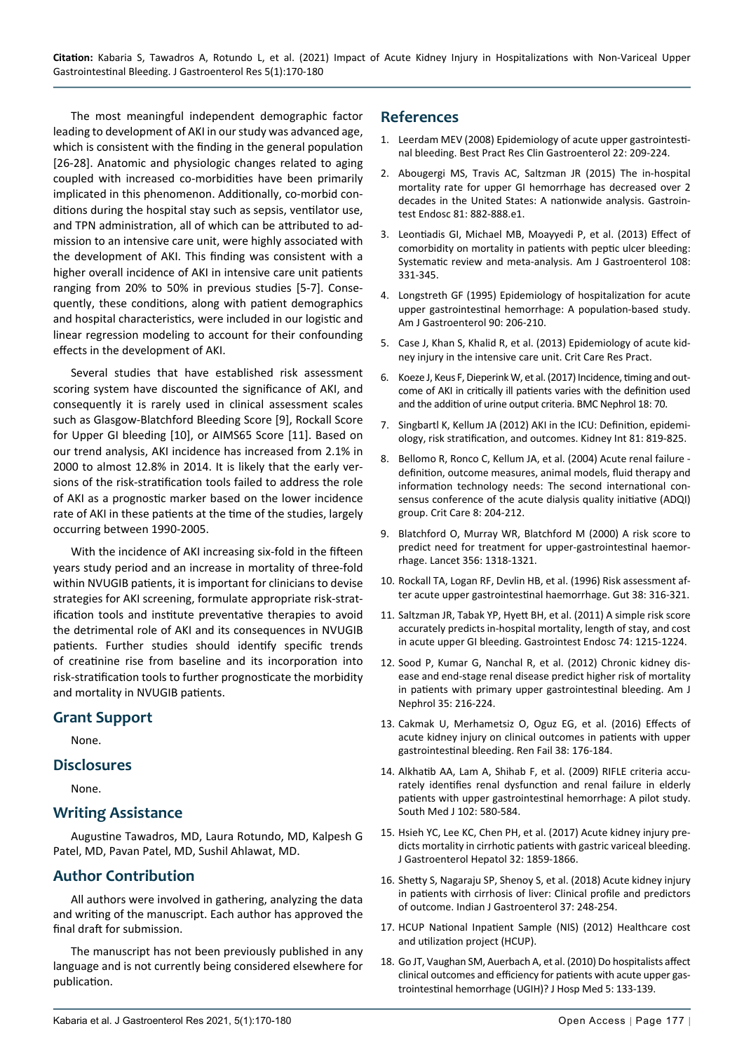The most meaningful independent demographic factor leading to development of AKI in our study was advanced age, which is consistent with the finding in the general population [26-28]. Anatomic and physiologic changes related to aging coupled with increased co-morbidities have been primarily implicated in this phenomenon. Additionally, co-morbid conditions during the hospital stay such as sepsis, ventilator use, and TPN administration, all of which can be attributed to admission to an intensive care unit, were highly associated with the development of AKI. This finding was consistent with a higher overall incidence of AKI in intensive care unit patients ranging from 20% to 50% in previous studies [5-7]. Consequently, these conditions, along with patient demographics and hospital characteristics, were included in our logistic and linear regression modeling to account for their confounding effects in the development of AKI.

Several studies that have established risk assessment scoring system have discounted the significance of AKI, and consequently it is rarely used in clinical assessment scales such as Glasgow-Blatchford Bleeding Score [9], Rockall Score for Upper GI bleeding [10], or AIMS65 Score [11]. Based on our trend analysis, AKI incidence has increased from 2.1% in 2000 to almost 12.8% in 2014. It is likely that the early versions of the risk-stratification tools failed to address the role of AKI as a prognostic marker based on the lower incidence rate of AKI in these patients at the time of the studies, largely occurring between 1990-2005.

With the incidence of AKI increasing six-fold in the fifteen years study period and an increase in mortality of three-fold within NVUGIB patients, it is important for clinicians to devise strategies for AKI screening, formulate appropriate risk-stratification tools and institute preventative therapies to avoid the detrimental role of AKI and its consequences in NVUGIB patients. Further studies should identify specific trends of creatinine rise from baseline and its incorporation into risk-stratification tools to further prognosticate the morbidity and mortality in NVUGIB patients.

## Grant Support

None.

## Disclosures

None.

## Writing Assistance

Augustine Tawadros, MD, Laura Rotundo, MD, Kalpesh G Patel, MD, Pavan Patel, MD, Sushil Ahlawat, MD.

## Author Contribution

All authors were involved in gathering, analyzing the data and writing of the manuscript. Each author has approved the final draft for submission.

The manuscript has not been previously published in any language and is not currently being considered elsewhere for publication.

## References

1. Leerdam MEV (2008) Epidemiology of acute upper gastrointestinal bleeding. Best Pract Res Clin Gastroenterol 22: 209-224.
2. Abougergi MS, Travis AC, Saltzman JR (2015) The in-hospital mortality rate for upper GI hemorrhage has decreased over 2 decades in the United States: A nationwide analysis. Gastrointest Endosc 81: 882-888.e1.
3. Leontiadis GI, Michael MB, Moayyedi P, et al. (2013) Effect of comorbidity on mortality in patients with peptic ulcer bleeding: Systematic review and meta-analysis. Am J Gastroenterol 108: 331-345.
4. Longstreth GF (1995) Epidemiology of hospitalization for acute upper gastrointestinal hemorrhage: A population-based study. Am J Gastroenterol 90: 206-210.
5. Case J, Khan S, Khalid R, et al. (2013) Epidemiology of acute kidney injury in the intensive care unit. Crit Care Res Pract.
6. Koeze J, Keus F, Dieperink W, et al. (2017) Incidence, timing and outcome of AKI in critically ill patients varies with the definition used and the addition of urine output criteria. BMC Nephrol 18: 70.
7. Singbartl K, Kellum JA (2012) AKI in the ICU: Definition, epidemiology, risk stratification, and outcomes. Kidney Int 81: 819-825.
8. Bellomo R, Ronco C, Kellum JA, et al. (2004) Acute renal failure - definition, outcome measures, animal models, fluid therapy and information technology needs: The second international consensus conference of the acute dialysis quality initiative (ADQI) group. Crit Care 8: 204-212.
9. Blatchford O, Murray WR, Blatchford M (2000) A risk score to predict need for treatment for upper-gastrointestinal haemorrhage. Lancet 356: 1318-1321.
10. Rockall TA, Logan RF, Devlin HB, et al. (1996) Risk assessment after acute upper gastrointestinal haemorrhage. Gut 38: 316-321.
11. Saltzman JR, Tabak YP, Hyett BH, et al. (2011) A simple risk score accurately predicts in-hospital mortality, length of stay, and cost in acute upper GI bleeding. Gastrointest Endosc 74: 1215-1224.
12. Sood P, Kumar G, Nanchal R, et al. (2012) Chronic kidney disease and end-stage renal disease predict higher risk of mortality in patients with primary upper gastrointestinal bleeding. Am J Nephrol 35: 216-224.
13. Cakmak U, Merhametsiz O, Oguz EG, et al. (2016) Effects of acute kidney injury on clinical outcomes in patients with upper gastrointestinal bleeding. Ren Fail 38: 176-184.
14. Alkhatib AA, Lam A, Shihab F, et al. (2009) RIFLE criteria accurately identifies renal dysfunction and renal failure in elderly patients with upper gastrointestinal hemorrhage: A pilot study. South Med J 102: 580-584.
15. Hsieh YC, Lee KC, Chen PH, et al. (2017) Acute kidney injury predicts mortality in cirrhotic patients with gastric variceal bleeding. J Gastroenterol Hepatol 32: 1859-1866.
16. Shetty S, Nagaraju SP, Shenoy S, et al. (2018) Acute kidney injury in patients with cirrhosis of liver: Clinical profile and predictors of outcome. Indian J Gastroenterol 37: 248-254.
17. HCUP National Inpatient Sample (NIS) (2012) Healthcare cost and utilization project (HCUP).
18. Go JT, Vaughan SM, Auerbach A, et al. (2010) Do hospitalists affect clinical outcomes and efficiency for patients with acute upper gastrointestinal hemorrhage (UGIH)? J Hosp Med 5: 133-139.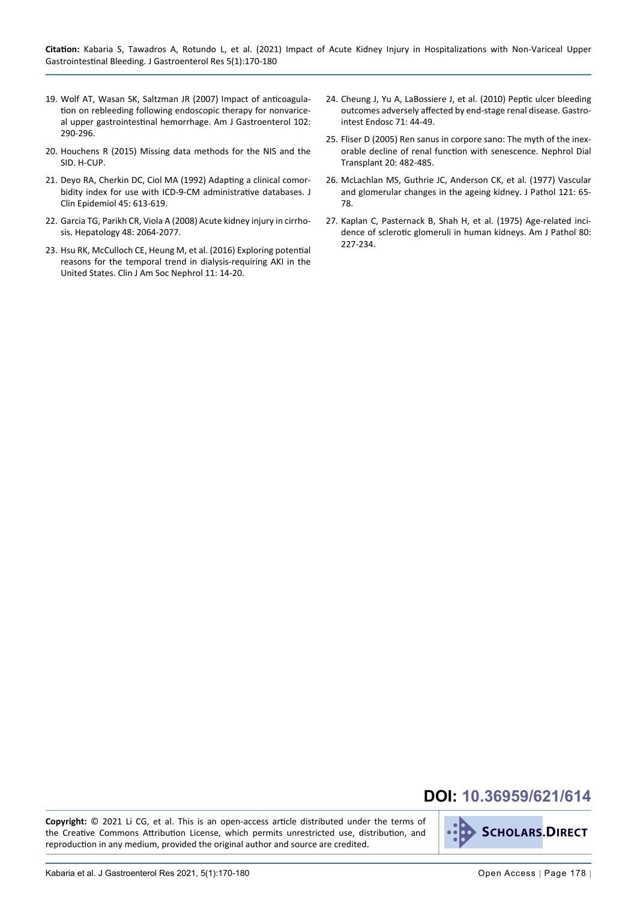19. Wolf AT, Wasan SK, Saltzman JR (2007) Impact of anticoagulation on rebleeding following endoscopic therapy for nonvariceal upper gastrointestinal hemorrhage. Am J Gastroenterol 102: 290-296.
20. Houchens R (2015) Missing data methods for the NIS and the SID. H-CUP.
21. Deyo RA, Cherkin DC, Ciol MA (1992) Adapting a clinical comorbidity index for use with ICD-9-CM administrative databases. J Clin Epidemiol 45: 613-619.
22. Garcia TG, Parikh CR, Viola A (2008) Acute kidney injury in cirrhosis. Hepatology 48: 2064-2077.
23. Hsu RK, McCulloch CE, Heung M, et al. (2016) Exploring potential reasons for the temporal trend in dialysis-requiring AKI in the United States. Clin J Am Soc Nephrol 11: 14-20.
24. Cheung J, Yu A, LaBossiere J, et al. (2010) Peptic ulcer bleeding outcomes adversely affected by end-stage renal disease. Gastrointest Endosc 71: 44-49.
25. Fliser D (2005) Ren sanus in corpore sano: The myth of the inexorable decline of renal function with senescence. Nephrol Dial Transplant 20: 482-485.
26. McLachlan MS, Guthrie JC, Anderson CK, et al. (1977) Vascular and glomerular changes in the ageing kidney. J Pathol 121: 65-78.
27. Kaplan C, Pasternack B, Shah H, et al. (1975) Age-related incidence of sclerotic glomeruli in human kidneys. Am J Pathol 80: 227-234.

**DOI: 10.36959/621/614**

**Copyright:** © 2021 Li CG, et al. This is an open-access article distributed under the terms of the Creative Commons Attribution License, which permits unrestricted use, distribution, and reproduction in any medium, provided the original author and source are credited.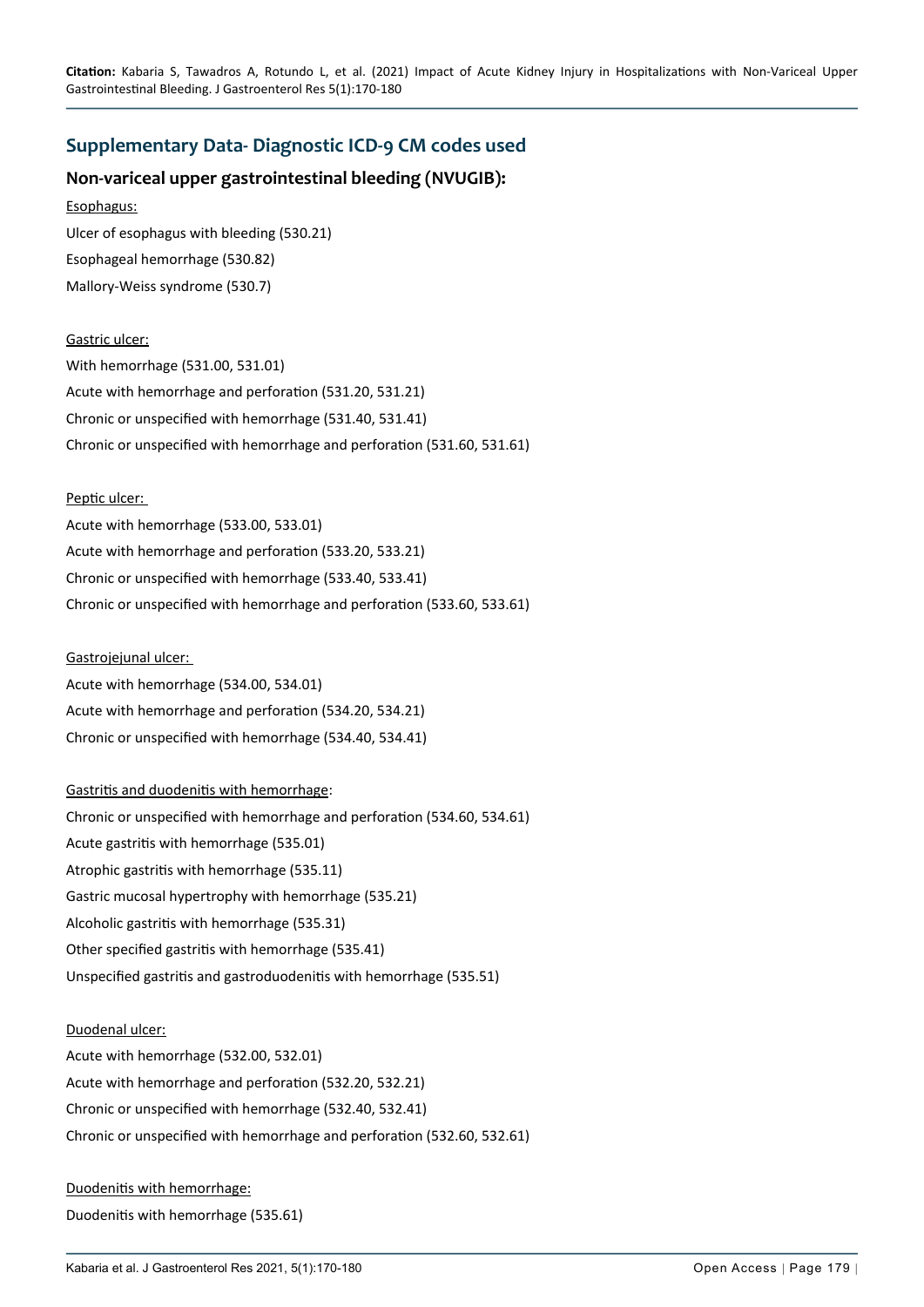## Supplementary Data- Diagnostic ICD-9 CM codes used

### Non-variceal upper gastrointestinal bleeding (NVUGIB):

<u>Esophagus:</u>

Ulcer of esophagus with bleeding (530.21)

Esophageal hemorrhage (530.82)

Mallory-Weiss syndrome (530.7)

<u>Gastric ulcer:</u>

With hemorrhage (531.00, 531.01)

Acute with hemorrhage and perforation (531.20, 531.21)

Chronic or unspecified with hemorrhage (531.40, 531.41)

Chronic or unspecified with hemorrhage and perforation (531.60, 531.61)

<u>Peptic ulcer:</u>

Acute with hemorrhage (533.00, 533.01)

Acute with hemorrhage and perforation (533.20, 533.21)

Chronic or unspecified with hemorrhage (533.40, 533.41)

Chronic or unspecified with hemorrhage and perforation (533.60, 533.61)

<u>Gastrojejunal ulcer:</u>

Acute with hemorrhage (534.00, 534.01)

Acute with hemorrhage and perforation (534.20, 534.21)

Chronic or unspecified with hemorrhage (534.40, 534.41)

<u>Gastritis and duodenitis with hemorrhage</u>:

Chronic or unspecified with hemorrhage and perforation (534.60, 534.61)

Acute gastritis with hemorrhage (535.01)

Atrophic gastritis with hemorrhage (535.11)

Gastric mucosal hypertrophy with hemorrhage (535.21)

Alcoholic gastritis with hemorrhage (535.31)

Other specified gastritis with hemorrhage (535.41)

Unspecified gastritis and gastroduodenitis with hemorrhage (535.51)

<u>Duodenal ulcer:</u>

Acute with hemorrhage (532.00, 532.01)

Acute with hemorrhage and perforation (532.20, 532.21)

Chronic or unspecified with hemorrhage (532.40, 532.41)

Chronic or unspecified with hemorrhage and perforation (532.60, 532.61)

<u>Duodenitis with hemorrhage:</u>

Duodenitis with hemorrhage (535.61)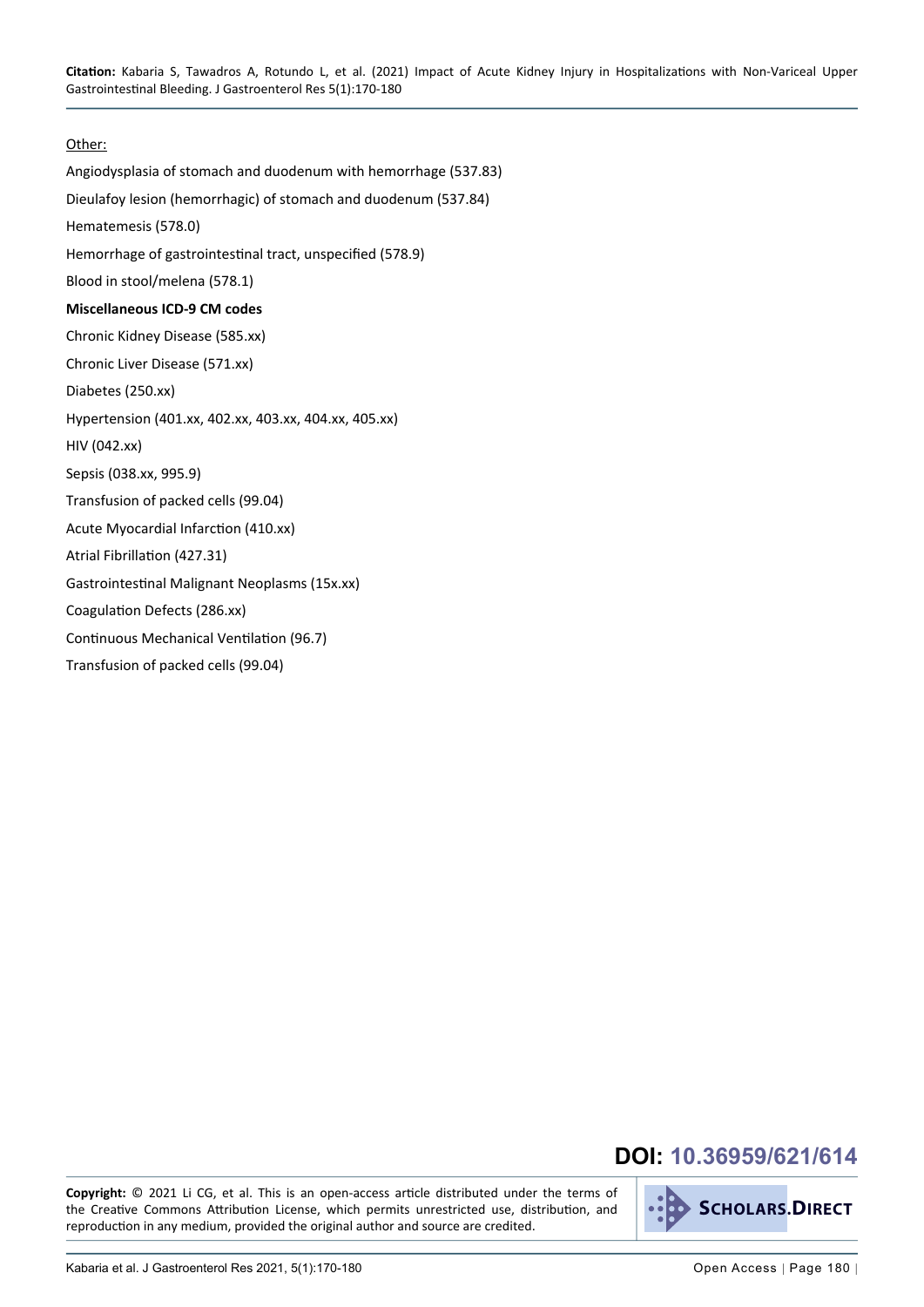Other:

Angiodysplasia of stomach and duodenum with hemorrhage (537.83)

Dieulafoy lesion (hemorrhagic) of stomach and duodenum (537.84)

Hematemesis (578.0)

Hemorrhage of gastrointestinal tract, unspecified (578.9)

Blood in stool/melena (578.1)

**Miscellaneous ICD-9 CM codes**

Chronic Kidney Disease (585.xx)

Chronic Liver Disease (571.xx)

Diabetes (250.xx)

Hypertension (401.xx, 402.xx, 403.xx, 404.xx, 405.xx)

HIV (042.xx)

Sepsis (038.xx, 995.9)

Transfusion of packed cells (99.04)

Acute Myocardial Infarction (410.xx)

Atrial Fibrillation (427.31)

Gastrointestinal Malignant Neoplasms (15x.xx)

Coagulation Defects (286.xx)

Continuous Mechanical Ventilation (96.7)

Transfusion of packed cells (99.04)

**DOI: 10.36959/621/614**

**Copyright:** © 2021 Li CG, et al. This is an open-access article distributed under the terms of the Creative Commons Attribution License, which permits unrestricted use, distribution, and reproduction in any medium, provided the original author and source are credited.